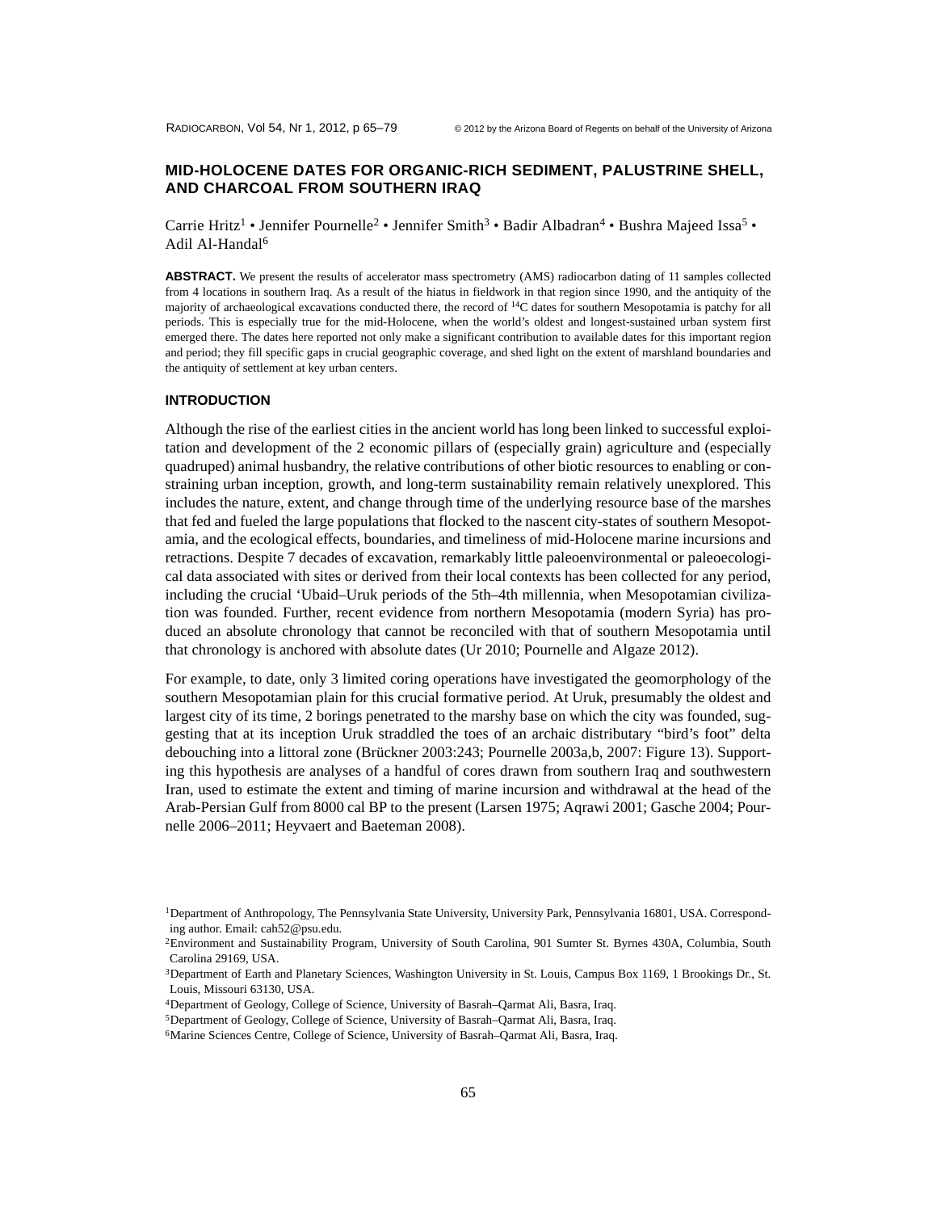# MID-HOLOCENE DATES FOR ORGANIC-RICH SEDIMENT, PALUSTRINE SHELL, AND CHARCOAL FROM SOUTHERN IRAQ

Carrie Hritz[1] • Jennifer Pournelle[2] • Jennifer Smith[3] • Badir Albadran[4] • Bushra Majeed Issa[5] • Adil Al-Handal[6]

**ABSTRACT.** We present the results of accelerator mass spectrometry (AMS) radiocarbon dating of 11 samples collected from 4 locations in southern Iraq. As a result of the hiatus in fieldwork in that region since 1990, and the antiquity of the majority of archaeological excavations conducted there, the record of $^{14}$C dates for southern Mesopotamia is patchy for all periods. This is especially true for the mid-Holocene, when the world's oldest and longest-sustained urban system first emerged there. The dates here reported not only make a significant contribution to available dates for this important region and period; they fill specific gaps in crucial geographic coverage, and shed light on the extent of marshland boundaries and the antiquity of settlement at key urban centers.

## INTRODUCTION

Although the rise of the earliest cities in the ancient world has long been linked to successful exploitation and development of the 2 economic pillars of (especially grain) agriculture and (especially quadruped) animal husbandry, the relative contributions of other biotic resources to enabling or constraining urban inception, growth, and long-term sustainability remain relatively unexplored. This includes the nature, extent, and change through time of the underlying resource base of the marshes that fed and fueled the large populations that flocked to the nascent city-states of southern Mesopotamia, and the ecological effects, boundaries, and timeliness of mid-Holocene marine incursions and retractions. Despite 7 decades of excavation, remarkably little paleoenvironmental or paleoecological data associated with sites or derived from their local contexts has been collected for any period, including the crucial 'Ubaid–Uruk periods of the 5th–4th millennia, when Mesopotamian civilization was founded. Further, recent evidence from northern Mesopotamia (modern Syria) has produced an absolute chronology that cannot be reconciled with that of southern Mesopotamia until that chronology is anchored with absolute dates (Ur 2010; Pournelle and Algaze 2012).

For example, to date, only 3 limited coring operations have investigated the geomorphology of the southern Mesopotamian plain for this crucial formative period. At Uruk, presumably the oldest and largest city of its time, 2 borings penetrated to the marshy base on which the city was founded, suggesting that at its inception Uruk straddled the toes of an archaic distributary "bird's foot" delta debouching into a littoral zone (Brückner 2003:243; Pournelle 2003a,b, 2007: Figure 13). Supporting this hypothesis are analyses of a handful of cores drawn from southern Iraq and southwestern Iran, used to estimate the extent and timing of marine incursion and withdrawal at the head of the Arab-Persian Gulf from 8000 cal BP to the present (Larsen 1975; Aqrawi 2001; Gasche 2004; Pournelle 2006–2011; Heyvaert and Baeteman 2008).

---

[1]Department of Anthropology, The Pennsylvania State University, University Park, Pennsylvania 16801, USA. Corresponding author. Email: cah52@psu.edu.

[2]Environment and Sustainability Program, University of South Carolina, 901 Sumter St. Byrnes 430A, Columbia, South Carolina 29169, USA.

[3]Department of Earth and Planetary Sciences, Washington University in St. Louis, Campus Box 1169, 1 Brookings Dr., St. Louis, Missouri 63130, USA.

[4]Department of Geology, College of Science, University of Basrah–Qarmat Ali, Basra, Iraq.

[5]Department of Geology, College of Science, University of Basrah–Qarmat Ali, Basra, Iraq.

[6]Marine Sciences Centre, College of Science, University of Basrah–Qarmat Ali, Basra, Iraq.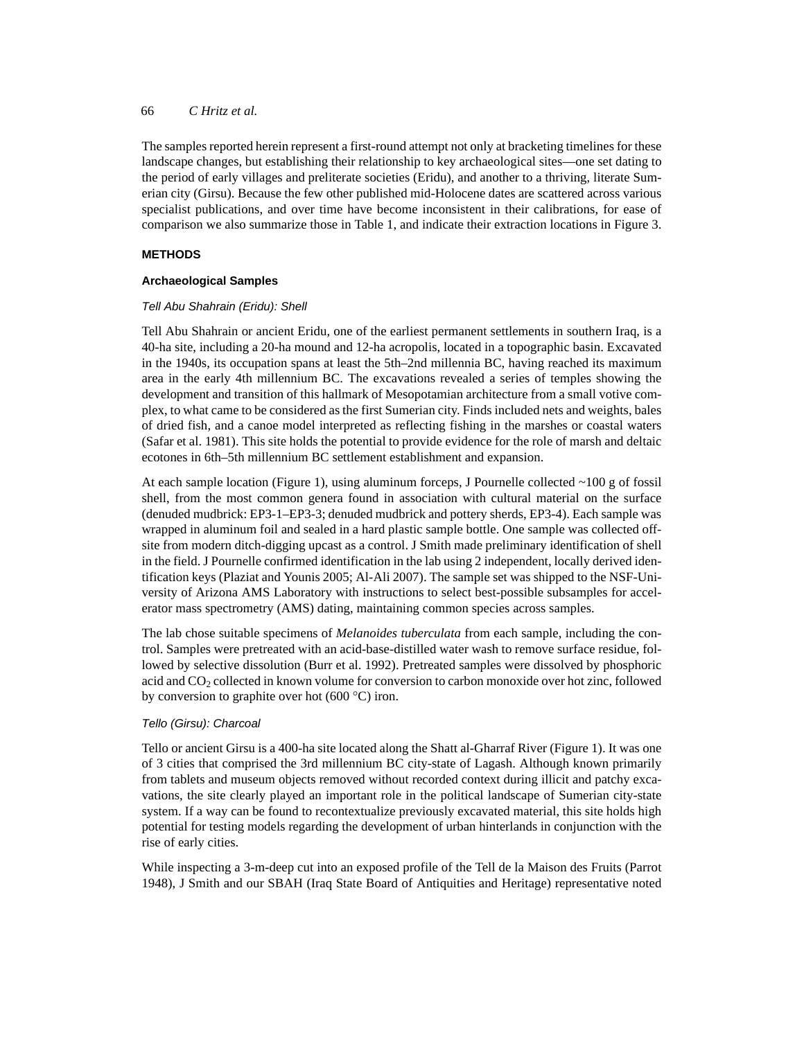The samples reported herein represent a first-round attempt not only at bracketing timelines for these landscape changes, but establishing their relationship to key archaeological sites—one set dating to the period of early villages and preliterate societies (Eridu), and another to a thriving, literate Sumerian city (Girsu). Because the few other published mid-Holocene dates are scattered across various specialist publications, and over time have become inconsistent in their calibrations, for ease of comparison we also summarize those in Table 1, and indicate their extraction locations in Figure 3.

## METHODS

### Archaeological Samples

#### *Tell Abu Shahrain (Eridu): Shell*

Tell Abu Shahrain or ancient Eridu, one of the earliest permanent settlements in southern Iraq, is a 40-ha site, including a 20-ha mound and 12-ha acropolis, located in a topographic basin. Excavated in the 1940s, its occupation spans at least the 5th–2nd millennia BC, having reached its maximum area in the early 4th millennium BC. The excavations revealed a series of temples showing the development and transition of this hallmark of Mesopotamian architecture from a small votive complex, to what came to be considered as the first Sumerian city. Finds included nets and weights, bales of dried fish, and a canoe model interpreted as reflecting fishing in the marshes or coastal waters (Safar et al. 1981). This site holds the potential to provide evidence for the role of marsh and deltaic ecotones in 6th–5th millennium BC settlement establishment and expansion.

At each sample location (Figure 1), using aluminum forceps, J Pournelle collected ~100 g of fossil shell, from the most common genera found in association with cultural material on the surface (denuded mudbrick: EP3-1–EP3-3; denuded mudbrick and pottery sherds, EP3-4). Each sample was wrapped in aluminum foil and sealed in a hard plastic sample bottle. One sample was collected off-site from modern ditch-digging upcast as a control. J Smith made preliminary identification of shell in the field. J Pournelle confirmed identification in the lab using 2 independent, locally derived identification keys (Plaziat and Younis 2005; Al-Ali 2007). The sample set was shipped to the NSF-University of Arizona AMS Laboratory with instructions to select best-possible subsamples for accelerator mass spectrometry (AMS) dating, maintaining common species across samples.

The lab chose suitable specimens of *Melanoides tuberculata* from each sample, including the control. Samples were pretreated with an acid-base-distilled water wash to remove surface residue, followed by selective dissolution (Burr et al. 1992). Pretreated samples were dissolved by phosphoric acid and $CO_2$ collected in known volume for conversion to carbon monoxide over hot zinc, followed by conversion to graphite over hot (600 °C) iron.

#### *Tello (Girsu): Charcoal*

Tello or ancient Girsu is a 400-ha site located along the Shatt al-Gharraf River (Figure 1). It was one of 3 cities that comprised the 3rd millennium BC city-state of Lagash. Although known primarily from tablets and museum objects removed without recorded context during illicit and patchy excavations, the site clearly played an important role in the political landscape of Sumerian city-state system. If a way can be found to recontextualize previously excavated material, this site holds high potential for testing models regarding the development of urban hinterlands in conjunction with the rise of early cities.

While inspecting a 3-m-deep cut into an exposed profile of the Tell de la Maison des Fruits (Parrot 1948), J Smith and our SBAH (Iraq State Board of Antiquities and Heritage) representative noted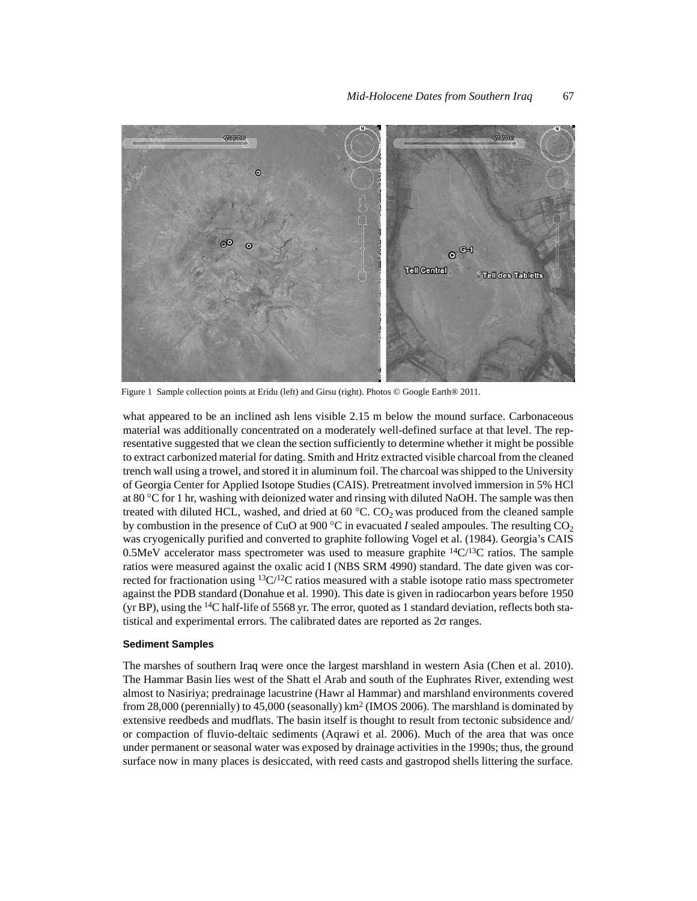Figure 1 Sample collection points at Eridu (left) and Girsu (right). Photos © Google Earth® 2011.

what appeared to be an inclined ash lens visible 2.15 m below the mound surface. Carbonaceous material was additionally concentrated on a moderately well-defined surface at that level. The representative suggested that we clean the section sufficiently to determine whether it might be possible to extract carbonized material for dating. Smith and Hritz extracted visible charcoal from the cleaned trench wall using a trowel, and stored it in aluminum foil. The charcoal was shipped to the University of Georgia Center for Applied Isotope Studies (CAIS). Pretreatment involved immersion in 5% HCl at 80 °C for 1 hr, washing with deionized water and rinsing with diluted NaOH. The sample was then treated with diluted HCL, washed, and dried at 60 °C. $CO_2$ was produced from the cleaned sample by combustion in the presence of CuO at 900 °C in evacuated *I* sealed ampoules. The resulting $CO_2$ was cryogenically purified and converted to graphite following Vogel et al. (1984). Georgia's CAIS 0.5MeV accelerator mass spectrometer was used to measure graphite $^{14}C/^{13}C$ ratios. The sample ratios were measured against the oxalic acid I (NBS SRM 4990) standard. The date given was corrected for fractionation using $^{13}C/^{12}C$ ratios measured with a stable isotope ratio mass spectrometer against the PDB standard (Donahue et al. 1990). This date is given in radiocarbon years before 1950 (yr BP), using the $^{14}C$ half-life of 5568 yr. The error, quoted as 1 standard deviation, reflects both statistical and experimental errors. The calibrated dates are reported as $2\sigma$ ranges.

### Sediment Samples

The marshes of southern Iraq were once the largest marshland in western Asia (Chen et al. 2010). The Hammar Basin lies west of the Shatt el Arab and south of the Euphrates River, extending west almost to Nasiriya; predrainage lacustrine (Hawr al Hammar) and marshland environments covered from 28,000 (perennially) to 45,000 (seasonally) $km^2$ (IMOS 2006). The marshland is dominated by extensive reedbeds and mudflats. The basin itself is thought to result from tectonic subsidence and/or compaction of fluvio-deltaic sediments (Aqrawi et al. 2006). Much of the area that was once under permanent or seasonal water was exposed by drainage activities in the 1990s; thus, the ground surface now in many places is desiccated, with reed casts and gastropod shells littering the surface.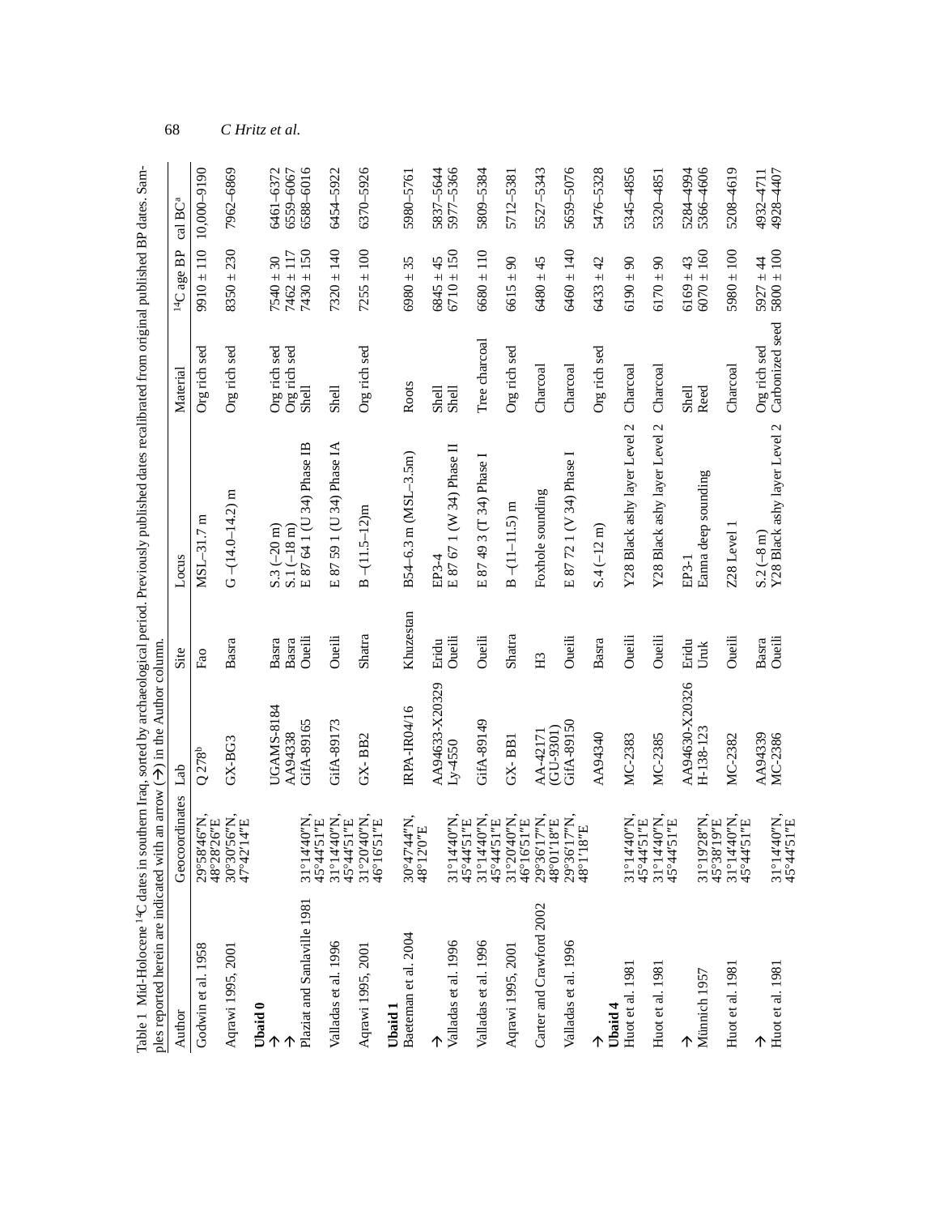Table 1 Mid-Holocene $^{14}C$ dates in southern Iraq, sorted by archaeological period. Previously published dates recalibrated from original published BP dates. Samples reported herein are indicated with an arrow (→) in the Author column.

| Author | Geocoordinates | Lab | Site | Locus | Material | $^{14}C$ age BP | cal BC[a] |
|---|---|---|---|---|---|---|---|
| Godwin et al. 1958 | 29°58′46″N, 48°28′26″E | Q 278[b] | Fao | MSL–31.7 m | Org rich sed | 9910 ± 110 | 10,000–9190 |
| Aqrawi 1995, 2001 | 30°30′56″N, 47°42′14″E | GX-BG3 | Basra | G –(14.0–14.2) m | Org rich sed | 8350 ± 230 | 7962–6869 |
| **Ubaid 0** | | | | | | | |
| → | | UGAMS-8184 | Basra | S.3 (–20 m) | Org rich sed | 7540 ± 30 | 6461–6372 |
| → | | AA94338 | Basra | S.1 (–18 m) | Org rich sed | 7462 ± 117 | 6559–6067 |
| Plaziat and Sanlaville 1981 | 31°14′40″N, 45°44′51″E | GifA-89165 | Oueili | E 87 64 1 (U 34) Phase IB | Shell | 7430 ± 150 | 6588–6016 |
| Valladas et al. 1996 | 31°14′40″N, 45°44′51″E | GifA-89173 | Oueili | E 87 59 1 (U 34) Phase IA | Shell | 7320 ± 140 | 6454–5922 |
| Aqrawi 1995, 2001 | 31°20′40″N, 46°16′51″E | GX- BB2 | Shatra | B –(11.5–12)m | Org rich sed | 7255 ± 100 | 6370–5926 |
| **Ubaid 1** | | | | | | | |
| Baeteman et al. 2004 | 30°47′44″N, 48°12′0″E | IRPA-IR04/16 | Khuzestan | B54–6.3 m (MSL–3.5m) | Roots | 6980 ± 35 | 5980–5761 |
| → | | AA94633-X20329 | Eridu | EP3-4 | Shell | 6845 ± 45 | 5837–5644 |
| Valladas et al. 1996 | 31°14′40″N, 45°44′51″E | Ly-4550 | Oueili | E 87 67 1 (W 34) Phase II | Shell | 6710 ± 150 | 5977–5366 |
| Valladas et al. 1996 | 31°14′40″N, 45°44′51″E | GifA-89149 | Oueili | E 87 49 3 (T 34) Phase I | Tree charcoal | 6680 ± 110 | 5809–5384 |
| Aqrawi 1995, 2001 | 31°20′40″N, 46°16′51″E | GX- BB1 | Shatra | B –(11–11.5) m | Org rich sed | 6615 ± 90 | 5712–5381 |
| Carter and Crawford 2002 | 29°36′17″N, 48°01′18″E | AA-42171 (GU-9301) | H3 | Foxhole sounding | Charcoal | 6480 ± 45 | 5527–5343 |
| Valladas et al. 1996 | 29°36′17″N, 48°1′18″E | GifA-89150 | Oueili | E 87 72 1 (V 34) Phase I | Charcoal | 6460 ± 140 | 5659–5076 |
| → | | AA94340 | Basra | S.4 (–12 m) | Org rich sed | 6433 ± 42 | 5476–5328 |
| **Ubaid 4** | | | | | | | |
| Huot et al. 1981 | 31°14′40″N, 45°44′51″E | MC-2383 | Oueili | Y28 Black ashy layer Level 2 | Charcoal | 6190 ± 90 | 5345–4856 |
| Huot et al. 1981 | 31°14′40″N, 45°44′51″E | MC-2385 | Oueili | Y28 Black ashy layer Level 2 | Charcoal | 6170 ± 90 | 5320–4851 |
| → | | AA94630-X20326 | Eridu | EP3-1 | Shell | 6169 ± 43 | 5284–4994 |
| Münnich 1957 | 31°19′28″N, 45°38′19″E | H-138-123 | Uruk | Eanna deep sounding | Reed | 6070 ± 160 | 5366–4606 |
| Huot et al. 1981 | 31°14′40″N, 45°44′51″E | MC-2382 | Oueili | Z28 Level 1 | Charcoal | 5980 ± 100 | 5208–4619 |
| → | | AA94339 | Basra | S.2 (–8 m) | Org rich sed | 5927 ± 44 | 4932–4711 |
| Huot et al. 1981 | 31°14′40″N, 45°44′51″E | MC-2386 | Oueili | Y28 Black ashy layer Level 2 | Carbonized seed | 5800 ± 100 | 4928–4407 |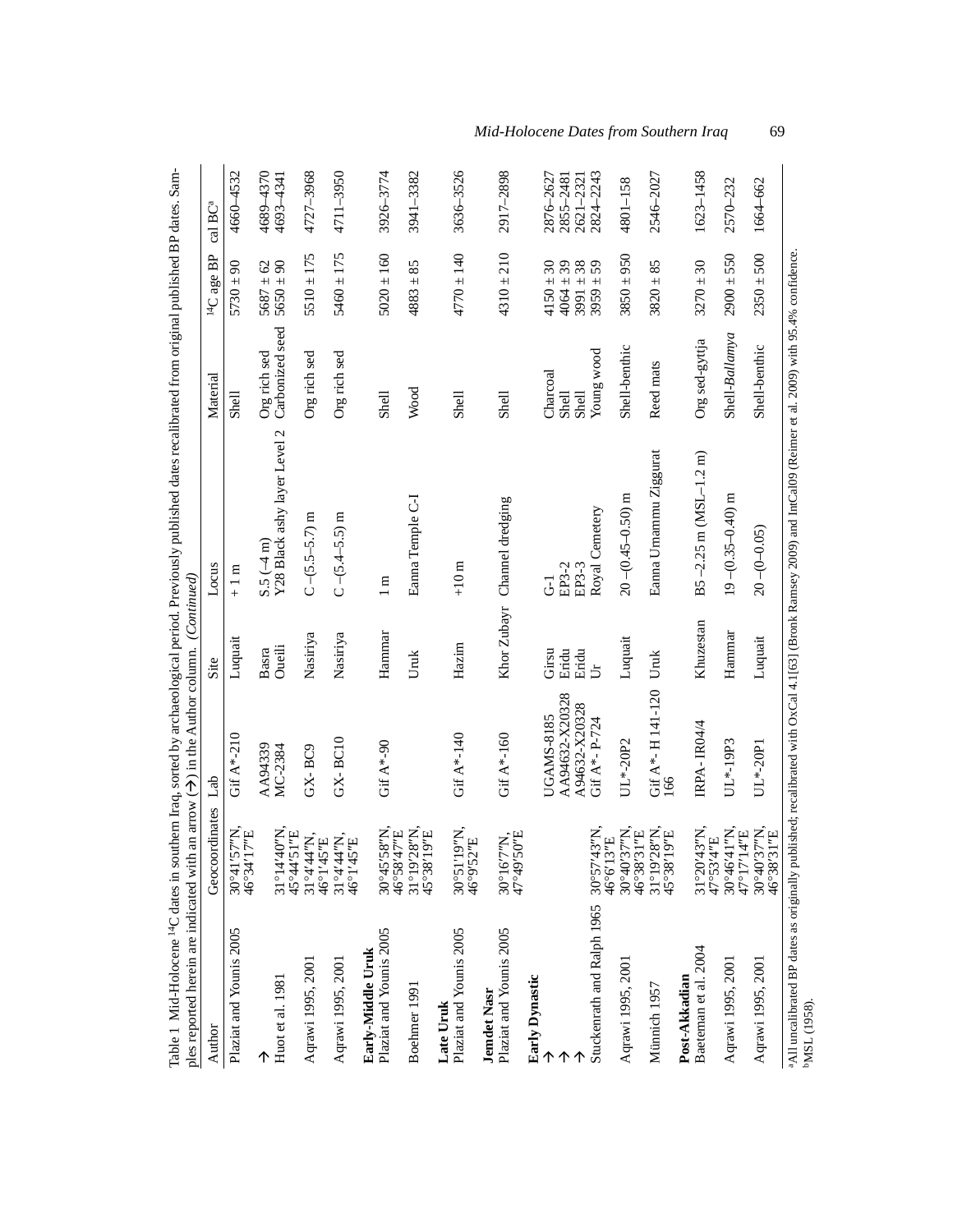Table 1 Mid-Holocene [14]C dates in southern Iraq, sorted by archaeological period. Previously published dates recalibrated from original published BP dates. Samples reported herein are indicated with an arrow (→) in the Author column. *(Continued)*

| Author | Geocoordinates | Lab | Site | Locus | Material | [14]C age BP | cal BC[a] |
|---|---|---|---|---|---|---|---|
| Plaziat and Younis 2005 | 30°41′57″N, 46°34′17″E | Gif A*-210 | Luquait | + 1 m | Shell | 5730 ± 90 | 4660–4532 |
| → | | AA94339 | Basra | S.5 (–4 m) | Org rich sed | 5687 ± 62 | 4689–4370 |
| Huot et al. 1981 | 31°14′40″N, 45°44′51″E | MC-2384 | Oueili | Y28 Black ashy layer Level 2 | Carbonized seed | 5650 ± 90 | 4693–4341 |
| Aqrawi 1995, 2001 | 31°4′44″N, 46°1′45″E | GX- BC9 | Nasiriya | C –(5.5–5.7) m | Org rich sed | 5510 ± 175 | 4727–3968 |
| Aqrawi 1995, 2001 | 31°4′44″N, 46°1′45″E | GX- BC10 | Nasiriya | C –(5.4–5.5) m | Org rich sed | 5460 ± 175 | 4711–3950 |
| **Early-Middle Uruk** | | | | | | | |
| Plaziat and Younis 2005 | 30°45′58″N, 46°58′47″E | Gif A*-90 | Hammar | 1 m | Shell | 5020 ± 160 | 3926–3774 |
| Boehmer 1991 | 31°19′28″N, 45°38′19″E | | Uruk | Eanna Temple C-I | Wood | 4883 ± 85 | 3941–3382 |
| **Late Uruk** | | | | | | | |
| Plaziat and Younis 2005 | 30°51′19″N, 46°9′52″E | Gif A*-140 | Hazim | +10 m | Shell | 4770 ± 140 | 3636–3526 |
| **Jemdet Nasr** | | | | | | | |
| Plaziat and Younis 2005 | 30°16′7″N, 47°49′50″E | Gif A*-160 | Khor Zubayr | Channel dredging | Shell | 4310 ± 210 | 2917–2898 |
| **Early Dynastic** | | | | | | | |
| → | | UGAMS-8185 | Girsu | G-1 | Charcoal | 4150 ± 30 | 2876–2627 |
| → | | AA94632-X20328 | Eridu | EP3-2 | Shell | 4064 ± 39 | 2855–2481 |
| → | | A94632-X20328 | Eridu | EP3-3 | Shell | 3991 ± 38 | 2621–2321 |
| Stuckenrath and Ralph 1965 | 30°57′43″N, 46°6′13″E | Gif A*- P-724 | Ur | Royal Cemetery | Young wood | 3959 ± 59 | 2824–2243 |
| Aqrawi 1995, 2001 | 30°40′37″N, 46°38′31″E | UL*-20P2 | Luquait | 20 –(0.45–0.50) m | Shell-benthic | 3850 ± 950 | 4801–158 |
| Münnich 1957 | 31°19′28″N, 45°38′19″E | Gif A*- H 141-120 166 | Uruk | Eanna Umammu Ziggurat | Reed mats | 3820 ± 85 | 2546–2027 |
| **Post-Akkadian** | | | | | | | |
| Baeteman et al. 2004 | 31°20′43″N, 47°53′4″E | IRPA- IR04/4 | Khuzestan | B5 –2.25 m (MSL–1.2 m) | Org sed-gyttja | 3270 ± 30 | 1623–1458 |
| Aqrawi 1995, 2001 | 30°46′41″N, 47°17′14″E | UL*-19P3 | Hammar | 19 –(0.35–0.40) m | Shell-*Ballamya* | 2900 ± 550 | 2570–232 |
| Aqrawi 1995, 2001 | 30°40′37″N, 46°38′31″E | UL*-20P1 | Luquait | 20 –(0–0.05) | Shell-benthic | 2350 ± 500 | 1664–662 |

[a]All uncalibrated BP dates as originally published; recalibrated with OxCal 4.1[63] (Bronk Ramsey 2009) and IntCal09 (Reimer et al. 2009) with 95.4% confidence.
[b]MSL (1958).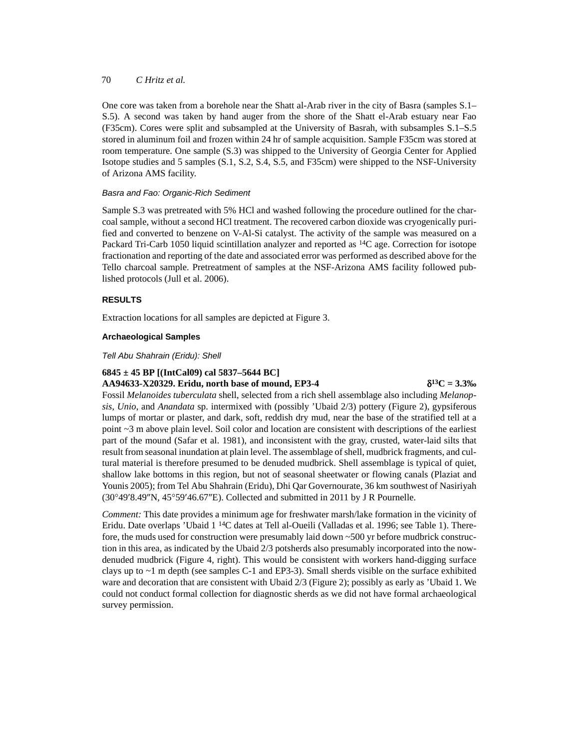One core was taken from a borehole near the Shatt al-Arab river in the city of Basra (samples S.1–S.5). A second was taken by hand auger from the shore of the Shatt el-Arab estuary near Fao (F35cm). Cores were split and subsampled at the University of Basrah, with subsamples S.1–S.5 stored in aluminum foil and frozen within 24 hr of sample acquisition. Sample F35cm was stored at room temperature. One sample (S.3) was shipped to the University of Georgia Center for Applied Isotope studies and 5 samples (S.1, S.2, S.4, S.5, and F35cm) were shipped to the NSF-University of Arizona AMS facility.

#### *Basra and Fao: Organic-Rich Sediment*

Sample S.3 was pretreated with 5% HCl and washed following the procedure outlined for the charcoal sample, without a second HCl treatment. The recovered carbon dioxide was cryogenically purified and converted to benzene on V-Al-Si catalyst. The activity of the sample was measured on a Packard Tri-Carb 1050 liquid scintillation analyzer and reported as $^{14}C$ age. Correction for isotope fractionation and reporting of the date and associated error was performed as described above for the Tello charcoal sample. Pretreatment of samples at the NSF-Arizona AMS facility followed published protocols (Jull et al. 2006).

## RESULTS

Extraction locations for all samples are depicted at Figure 3.

### Archaeological Samples

#### *Tell Abu Shahrain (Eridu): Shell*

**6845 ± 45 BP [(IntCal09) cal 5837–5644 BC]**
**AA94633-X20329. Eridu, north base of mound, EP3-4** **$\delta^{13}C = 3.3‰$**

Fossil *Melanoides tuberculata* shell, selected from a rich shell assemblage also including *Melanopsis*, *Unio*, and *Anandata* sp. intermixed with (possibly 'Ubaid 2/3) pottery (Figure 2), gypsiferous lumps of mortar or plaster, and dark, soft, reddish dry mud, near the base of the stratified tell at a point ~3 m above plain level. Soil color and location are consistent with descriptions of the earliest part of the mound (Safar et al. 1981), and inconsistent with the gray, crusted, water-laid silts that result from seasonal inundation at plain level. The assemblage of shell, mudbrick fragments, and cultural material is therefore presumed to be denuded mudbrick. Shell assemblage is typical of quiet, shallow lake bottoms in this region, but not of seasonal sheetwater or flowing canals (Plaziat and Younis 2005); from Tel Abu Shahrain (Eridu), Dhi Qar Governourate, 36 km southwest of Nasiriyah (30°49′8.49″N, 45°59′46.67″E). Collected and submitted in 2011 by J R Pournelle.

*Comment:* This date provides a minimum age for freshwater marsh/lake formation in the vicinity of Eridu. Date overlaps 'Ubaid 1 $^{14}C$ dates at Tell al-Oueili (Valladas et al. 1996; see Table 1). Therefore, the muds used for construction were presumably laid down ~500 yr before mudbrick construction in this area, as indicated by the Ubaid 2/3 potsherds also presumably incorporated into the now-denuded mudbrick (Figure 4, right). This would be consistent with workers hand-digging surface clays up to ~1 m depth (see samples C-1 and EP3-3). Small sherds visible on the surface exhibited ware and decoration that are consistent with Ubaid 2/3 (Figure 2); possibly as early as 'Ubaid 1. We could not conduct formal collection for diagnostic sherds as we did not have formal archaeological survey permission.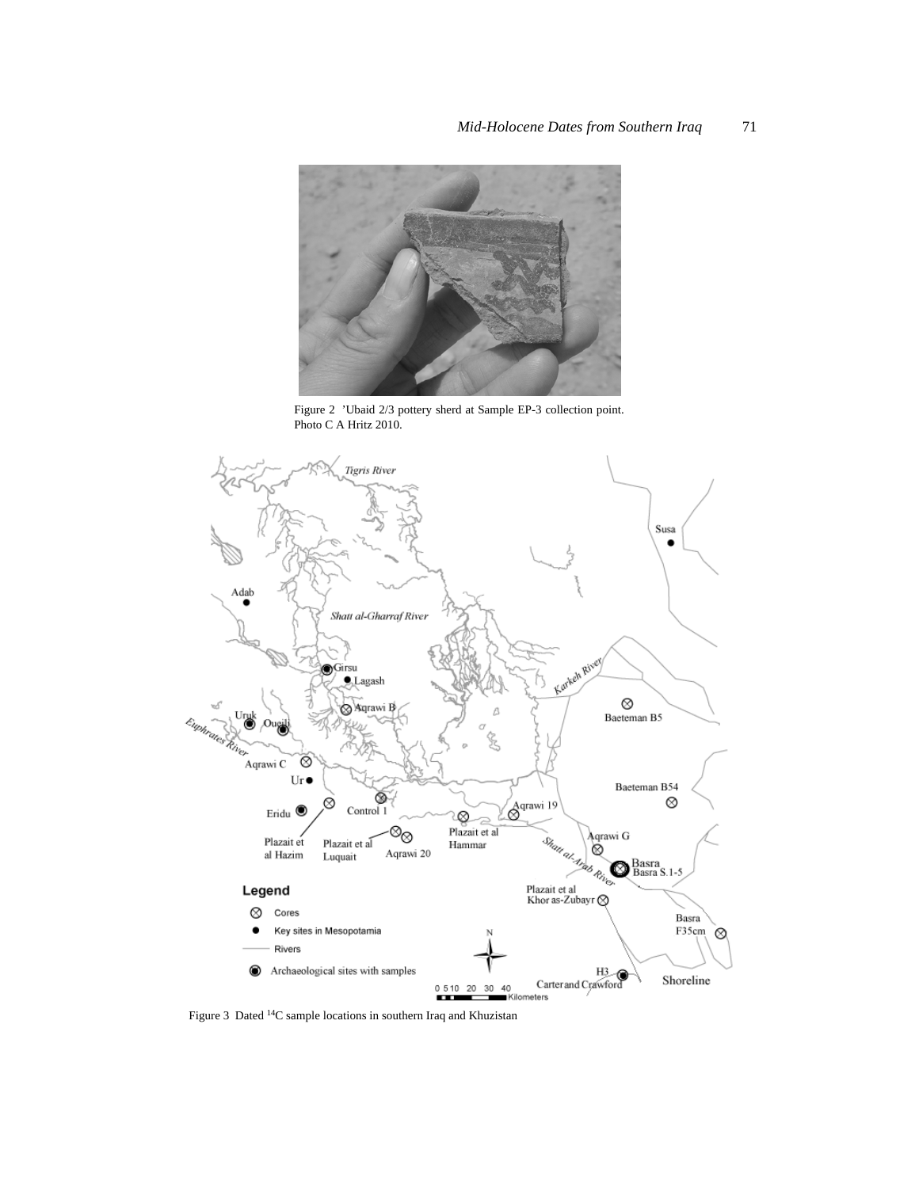Figure 2 'Ubaid 2/3 pottery sherd at Sample EP-3 collection point. Photo C A Hritz 2010.

Figure 3 Dated $^{14}$C sample locations in southern Iraq and Khuzistan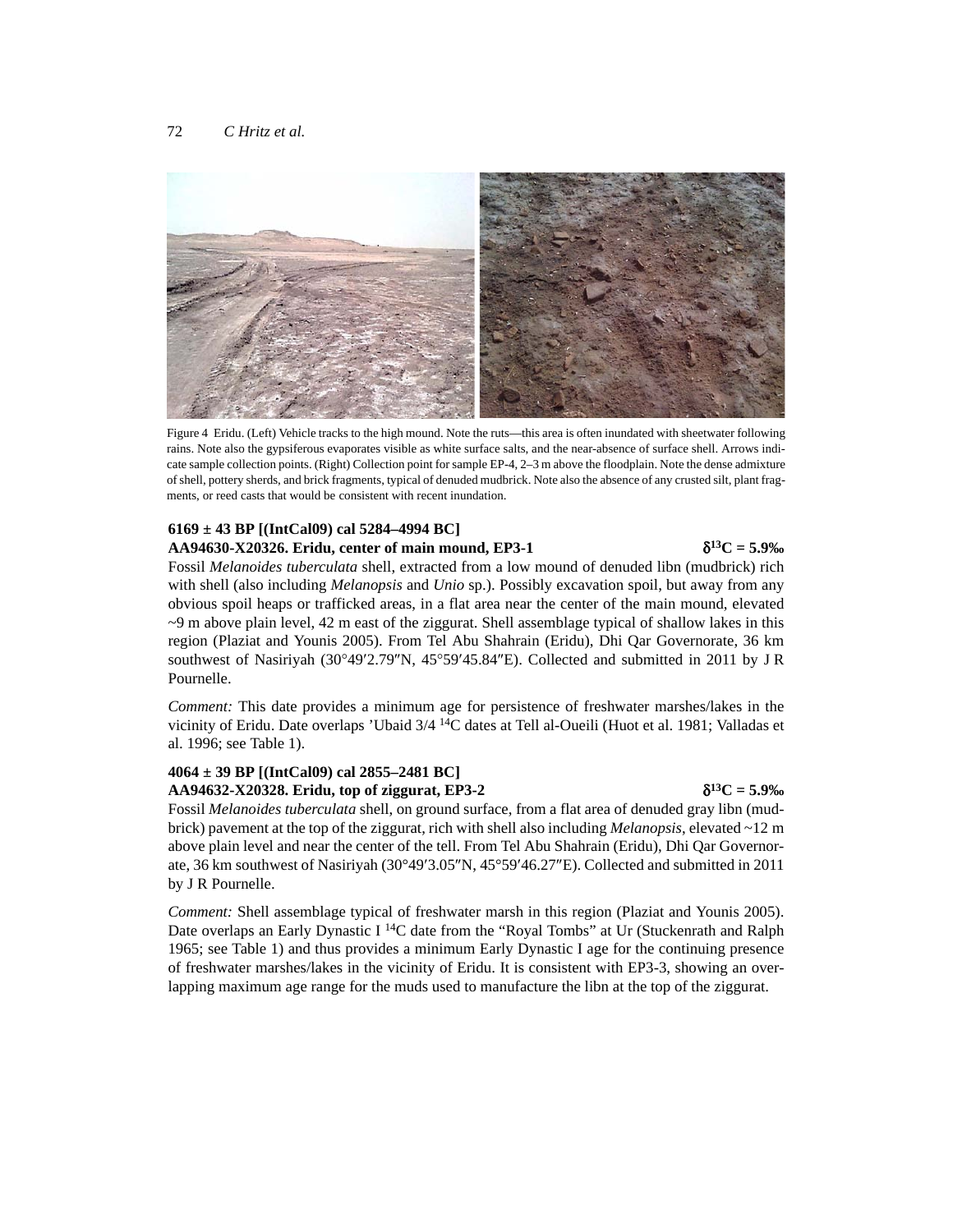Figure 4 Eridu. (Left) Vehicle tracks to the high mound. Note the ruts—this area is often inundated with sheetwater following rains. Note also the gypsiferous evaporates visible as white surface salts, and the near-absence of surface shell. Arrows indicate sample collection points. (Right) Collection point for sample EP-4, 2–3 m above the floodplain. Note the dense admixture of shell, pottery sherds, and brick fragments, typical of denuded mudbrick. Note also the absence of any crusted silt, plant fragments, or reed casts that would be consistent with recent inundation.

**6169 ± 43 BP [(IntCal09) cal 5284–4994 BC]**

**AA94630-X20326. Eridu, center of main mound, EP3-1** **$\delta^{13}C = 5.9‰$**

Fossil *Melanoides tuberculata* shell, extracted from a low mound of denuded libn (mudbrick) rich with shell (also including *Melanopsis* and *Unio* sp.). Possibly excavation spoil, but away from any obvious spoil heaps or trafficked areas, in a flat area near the center of the main mound, elevated ~9 m above plain level, 42 m east of the ziggurat. Shell assemblage typical of shallow lakes in this region (Plaziat and Younis 2005). From Tel Abu Shahrain (Eridu), Dhi Qar Governorate, 36 km southwest of Nasiriyah (30°49′2.79″N, 45°59′45.84″E). Collected and submitted in 2011 by J R Pournelle.

*Comment:* This date provides a minimum age for persistence of freshwater marshes/lakes in the vicinity of Eridu. Date overlaps 'Ubaid 3/4 $^{14}C$ dates at Tell al-Oueili (Huot et al. 1981; Valladas et al. 1996; see Table 1).

**4064 ± 39 BP [(IntCal09) cal 2855–2481 BC]**

**AA94632-X20328. Eridu, top of ziggurat, EP3-2** **$\delta^{13}C = 5.9‰$**

Fossil *Melanoides tuberculata* shell, on ground surface, from a flat area of denuded gray libn (mudbrick) pavement at the top of the ziggurat, rich with shell also including *Melanopsis*, elevated ~12 m above plain level and near the center of the tell. From Tel Abu Shahrain (Eridu), Dhi Qar Governorate, 36 km southwest of Nasiriyah (30°49′3.05″N, 45°59′46.27″E). Collected and submitted in 2011 by J R Pournelle.

*Comment:* Shell assemblage typical of freshwater marsh in this region (Plaziat and Younis 2005). Date overlaps an Early Dynastic I $^{14}C$ date from the "Royal Tombs" at Ur (Stuckenrath and Ralph 1965; see Table 1) and thus provides a minimum Early Dynastic I age for the continuing presence of freshwater marshes/lakes in the vicinity of Eridu. It is consistent with EP3-3, showing an overlapping maximum age range for the muds used to manufacture the libn at the top of the ziggurat.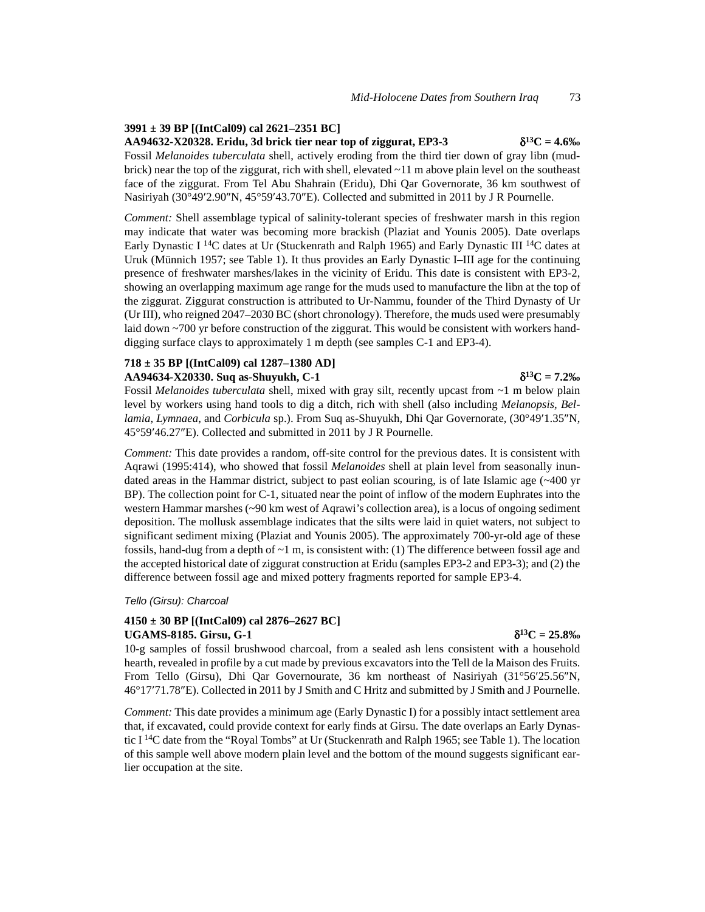**3991 ± 39 BP [(IntCal09) cal 2621–2351 BC]**

**AA94632-X20328. Eridu, 3d brick tier near top of ziggurat, EP3-3** $\delta^{13}C = 4.6‰$

Fossil *Melanoides tuberculata* shell, actively eroding from the third tier down of gray libn (mud-brick) near the top of the ziggurat, rich with shell, elevated ~11 m above plain level on the southeast face of the ziggurat. From Tel Abu Shahrain (Eridu), Dhi Qar Governorate, 36 km southwest of Nasiriyah (30°49′2.90″N, 45°59′43.70″E). Collected and submitted in 2011 by J R Pournelle.

*Comment:* Shell assemblage typical of salinity-tolerant species of freshwater marsh in this region may indicate that water was becoming more brackish (Plaziat and Younis 2005). Date overlaps Early Dynastic I $^{14}C$ dates at Ur (Stuckenrath and Ralph 1965) and Early Dynastic III $^{14}C$ dates at Uruk (Münnich 1957; see Table 1). It thus provides an Early Dynastic I–III age for the continuing presence of freshwater marshes/lakes in the vicinity of Eridu. This date is consistent with EP3-2, showing an overlapping maximum age range for the muds used to manufacture the libn at the top of the ziggurat. Ziggurat construction is attributed to Ur-Nammu, founder of the Third Dynasty of Ur (Ur III), who reigned 2047–2030 BC (short chronology). Therefore, the muds used were presumably laid down ~700 yr before construction of the ziggurat. This would be consistent with workers hand-digging surface clays to approximately 1 m depth (see samples C-1 and EP3-4).

**718 ± 35 BP [(IntCal09) cal 1287–1380 AD]**

**AA94634-X20330. Suq as-Shuyukh, C-1** $\delta^{13}C = 7.2‰$

Fossil *Melanoides tuberculata* shell, mixed with gray silt, recently upcast from ~1 m below plain level by workers using hand tools to dig a ditch, rich with shell (also including *Melanopsis*, *Bellamia*, *Lymnaea*, and *Corbicula* sp.). From Suq as-Shuyukh, Dhi Qar Governorate, (30°49′1.35″N, 45°59′46.27″E). Collected and submitted in 2011 by J R Pournelle.

*Comment:* This date provides a random, off-site control for the previous dates. It is consistent with Aqrawi (1995:414), who showed that fossil *Melanoides* shell at plain level from seasonally inundated areas in the Hammar district, subject to past eolian scouring, is of late Islamic age (~400 yr BP). The collection point for C-1, situated near the point of inflow of the modern Euphrates into the western Hammar marshes (~90 km west of Aqrawi's collection area), is a locus of ongoing sediment deposition. The mollusk assemblage indicates that the silts were laid in quiet waters, not subject to significant sediment mixing (Plaziat and Younis 2005). The approximately 700-yr-old age of these fossils, hand-dug from a depth of ~1 m, is consistent with: (1) The difference between fossil age and the accepted historical date of ziggurat construction at Eridu (samples EP3-2 and EP3-3); and (2) the difference between fossil age and mixed pottery fragments reported for sample EP3-4.

*Tello (Girsu): Charcoal*

**4150 ± 30 BP [(IntCal09) cal 2876–2627 BC]**

**UGAMS-8185. Girsu, G-1** $\delta^{13}C = 25.8‰$

10-g samples of fossil brushwood charcoal, from a sealed ash lens consistent with a household hearth, revealed in profile by a cut made by previous excavators into the Tell de la Maison des Fruits. From Tello (Girsu), Dhi Qar Governourate, 36 km northeast of Nasiriyah (31°56′25.56″N, 46°17′71.78″E). Collected in 2011 by J Smith and C Hritz and submitted by J Smith and J Pournelle.

*Comment:* This date provides a minimum age (Early Dynastic I) for a possibly intact settlement area that, if excavated, could provide context for early finds at Girsu. The date overlaps an Early Dynastic I $^{14}C$ date from the "Royal Tombs" at Ur (Stuckenrath and Ralph 1965; see Table 1). The location of this sample well above modern plain level and the bottom of the mound suggests significant earlier occupation at the site.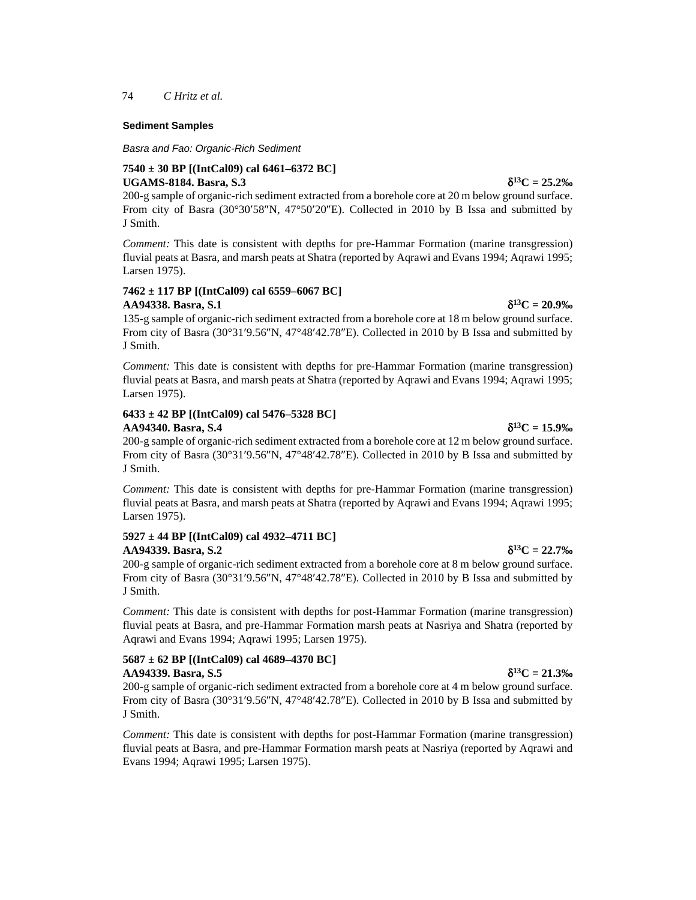### Sediment Samples

*Basra and Fao: Organic-Rich Sediment*

**7540 ± 30 BP [(IntCal09) cal 6461–6372 BC]**
**UGAMS-8184. Basra, S.3** **$\delta^{13}C$ = 25.2‰**

200-g sample of organic-rich sediment extracted from a borehole core at 20 m below ground surface. From city of Basra (30°30′58″N, 47°50′20″E). Collected in 2010 by B Issa and submitted by J Smith.

*Comment:* This date is consistent with depths for pre-Hammar Formation (marine transgression) fluvial peats at Basra, and marsh peats at Shatra (reported by Aqrawi and Evans 1994; Aqrawi 1995; Larsen 1975).

**7462 ± 117 BP [(IntCal09) cal 6559–6067 BC]**
**AA94338. Basra, S.1** **$\delta^{13}C$ = 20.9‰**

135-g sample of organic-rich sediment extracted from a borehole core at 18 m below ground surface. From city of Basra (30°31′9.56″N, 47°48′42.78″E). Collected in 2010 by B Issa and submitted by J Smith.

*Comment:* This date is consistent with depths for pre-Hammar Formation (marine transgression) fluvial peats at Basra, and marsh peats at Shatra (reported by Aqrawi and Evans 1994; Aqrawi 1995; Larsen 1975).

**6433 ± 42 BP [(IntCal09) cal 5476–5328 BC]**
**AA94340. Basra, S.4** **$\delta^{13}C$ = 15.9‰**

200-g sample of organic-rich sediment extracted from a borehole core at 12 m below ground surface. From city of Basra (30°31′9.56″N, 47°48′42.78″E). Collected in 2010 by B Issa and submitted by J Smith.

*Comment:* This date is consistent with depths for pre-Hammar Formation (marine transgression) fluvial peats at Basra, and marsh peats at Shatra (reported by Aqrawi and Evans 1994; Aqrawi 1995; Larsen 1975).

**5927 ± 44 BP [(IntCal09) cal 4932–4711 BC]**
**AA94339. Basra, S.2** **$\delta^{13}C$ = 22.7‰**

200-g sample of organic-rich sediment extracted from a borehole core at 8 m below ground surface. From city of Basra (30°31′9.56″N, 47°48′42.78″E). Collected in 2010 by B Issa and submitted by J Smith.

*Comment:* This date is consistent with depths for post-Hammar Formation (marine transgression) fluvial peats at Basra, and pre-Hammar Formation marsh peats at Nasriya and Shatra (reported by Aqrawi and Evans 1994; Aqrawi 1995; Larsen 1975).

**5687 ± 62 BP [(IntCal09) cal 4689–4370 BC]**
**AA94339. Basra, S.5** **$\delta^{13}C$ = 21.3‰**

200-g sample of organic-rich sediment extracted from a borehole core at 4 m below ground surface. From city of Basra (30°31′9.56″N, 47°48′42.78″E). Collected in 2010 by B Issa and submitted by J Smith.

*Comment:* This date is consistent with depths for post-Hammar Formation (marine transgression) fluvial peats at Basra, and pre-Hammar Formation marsh peats at Nasriya (reported by Aqrawi and Evans 1994; Aqrawi 1995; Larsen 1975).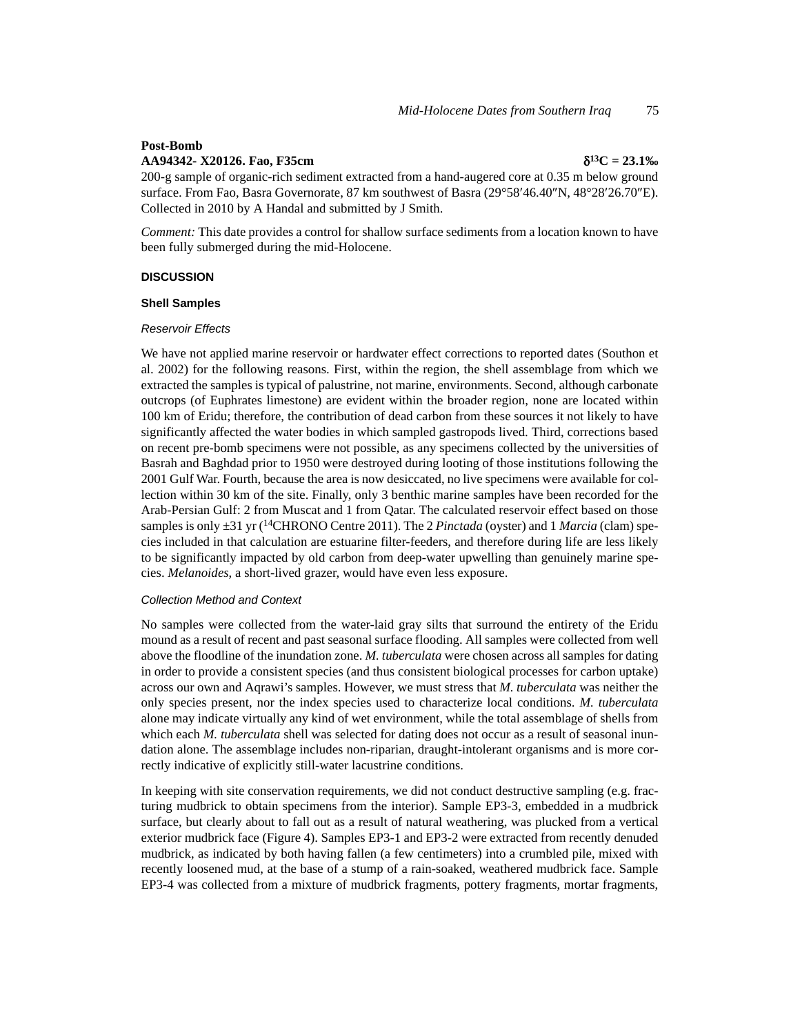**Post-Bomb**

**AA94342- X20126. Fao, F35cm** **$\delta^{13}C$ = 23.1‰**

200-g sample of organic-rich sediment extracted from a hand-augered core at 0.35 m below ground surface. From Fao, Basra Governorate, 87 km southwest of Basra (29°58′46.40″N, 48°28′26.70″E). Collected in 2010 by A Handal and submitted by J Smith.

*Comment:* This date provides a control for shallow surface sediments from a location known to have been fully submerged during the mid-Holocene.

## DISCUSSION

### Shell Samples

#### *Reservoir Effects*

We have not applied marine reservoir or hardwater effect corrections to reported dates (Southon et al. 2002) for the following reasons. First, within the region, the shell assemblage from which we extracted the samples is typical of palustrine, not marine, environments. Second, although carbonate outcrops (of Euphrates limestone) are evident within the broader region, none are located within 100 km of Eridu; therefore, the contribution of dead carbon from these sources it not likely to have significantly affected the water bodies in which sampled gastropods lived. Third, corrections based on recent pre-bomb specimens were not possible, as any specimens collected by the universities of Basrah and Baghdad prior to 1950 were destroyed during looting of those institutions following the 2001 Gulf War. Fourth, because the area is now desiccated, no live specimens were available for collection within 30 km of the site. Finally, only 3 benthic marine samples have been recorded for the Arab-Persian Gulf: 2 from Muscat and 1 from Qatar. The calculated reservoir effect based on those samples is only ±31 yr ($^{14}$CHRONO Centre 2011). The 2 *Pinctada* (oyster) and 1 *Marcia* (clam) species included in that calculation are estuarine filter-feeders, and therefore during life are less likely to be significantly impacted by old carbon from deep-water upwelling than genuinely marine species. *Melanoides*, a short-lived grazer, would have even less exposure.

#### *Collection Method and Context*

No samples were collected from the water-laid gray silts that surround the entirety of the Eridu mound as a result of recent and past seasonal surface flooding. All samples were collected from well above the floodline of the inundation zone. *M. tuberculata* were chosen across all samples for dating in order to provide a consistent species (and thus consistent biological processes for carbon uptake) across our own and Aqrawi's samples. However, we must stress that *M. tuberculata* was neither the only species present, nor the index species used to characterize local conditions. *M. tuberculata* alone may indicate virtually any kind of wet environment, while the total assemblage of shells from which each *M. tuberculata* shell was selected for dating does not occur as a result of seasonal inundation alone. The assemblage includes non-riparian, draught-intolerant organisms and is more correctly indicative of explicitly still-water lacustrine conditions.

In keeping with site conservation requirements, we did not conduct destructive sampling (e.g. fracturing mudbrick to obtain specimens from the interior). Sample EP3-3, embedded in a mudbrick surface, but clearly about to fall out as a result of natural weathering, was plucked from a vertical exterior mudbrick face (Figure 4). Samples EP3-1 and EP3-2 were extracted from recently denuded mudbrick, as indicated by both having fallen (a few centimeters) into a crumbled pile, mixed with recently loosened mud, at the base of a stump of a rain-soaked, weathered mudbrick face. Sample EP3-4 was collected from a mixture of mudbrick fragments, pottery fragments, mortar fragments,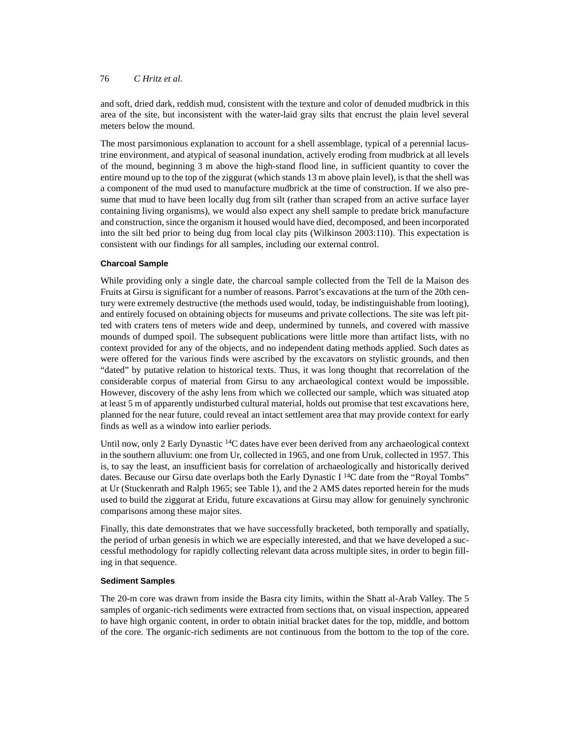and soft, dried dark, reddish mud, consistent with the texture and color of denuded mudbrick in this area of the site, but inconsistent with the water-laid gray silts that encrust the plain level several meters below the mound.

The most parsimonious explanation to account for a shell assemblage, typical of a perennial lacustrine environment, and atypical of seasonal inundation, actively eroding from mudbrick at all levels of the mound, beginning 3 m above the high-stand flood line, in sufficient quantity to cover the entire mound up to the top of the ziggurat (which stands 13 m above plain level), is that the shell was a component of the mud used to manufacture mudbrick at the time of construction. If we also presume that mud to have been locally dug from silt (rather than scraped from an active surface layer containing living organisms), we would also expect any shell sample to predate brick manufacture and construction, since the organism it housed would have died, decomposed, and been incorporated into the silt bed prior to being dug from local clay pits (Wilkinson 2003:110). This expectation is consistent with our findings for all samples, including our external control.

### Charcoal Sample

While providing only a single date, the charcoal sample collected from the Tell de la Maison des Fruits at Girsu is significant for a number of reasons. Parrot's excavations at the turn of the 20th century were extremely destructive (the methods used would, today, be indistinguishable from looting), and entirely focused on obtaining objects for museums and private collections. The site was left pitted with craters tens of meters wide and deep, undermined by tunnels, and covered with massive mounds of dumped spoil. The subsequent publications were little more than artifact lists, with no context provided for any of the objects, and no independent dating methods applied. Such dates as were offered for the various finds were ascribed by the excavators on stylistic grounds, and then "dated" by putative relation to historical texts. Thus, it was long thought that recorrelation of the considerable corpus of material from Girsu to any archaeological context would be impossible. However, discovery of the ashy lens from which we collected our sample, which was situated atop at least 5 m of apparently undisturbed cultural material, holds out promise that test excavations here, planned for the near future, could reveal an intact settlement area that may provide context for early finds as well as a window into earlier periods.

Until now, only 2 Early Dynastic $^{14}C$ dates have ever been derived from any archaeological context in the southern alluvium: one from Ur, collected in 1965, and one from Uruk, collected in 1957. This is, to say the least, an insufficient basis for correlation of archaeologically and historically derived dates. Because our Girsu date overlaps both the Early Dynastic I $^{14}C$ date from the "Royal Tombs" at Ur (Stuckenrath and Ralph 1965; see Table 1), and the 2 AMS dates reported herein for the muds used to build the ziggurat at Eridu, future excavations at Girsu may allow for genuinely synchronic comparisons among these major sites.

Finally, this date demonstrates that we have successfully bracketed, both temporally and spatially, the period of urban genesis in which we are especially interested, and that we have developed a successful methodology for rapidly collecting relevant data across multiple sites, in order to begin filling in that sequence.

### Sediment Samples

The 20-m core was drawn from inside the Basra city limits, within the Shatt al-Arab Valley. The 5 samples of organic-rich sediments were extracted from sections that, on visual inspection, appeared to have high organic content, in order to obtain initial bracket dates for the top, middle, and bottom of the core. The organic-rich sediments are not continuous from the bottom to the top of the core.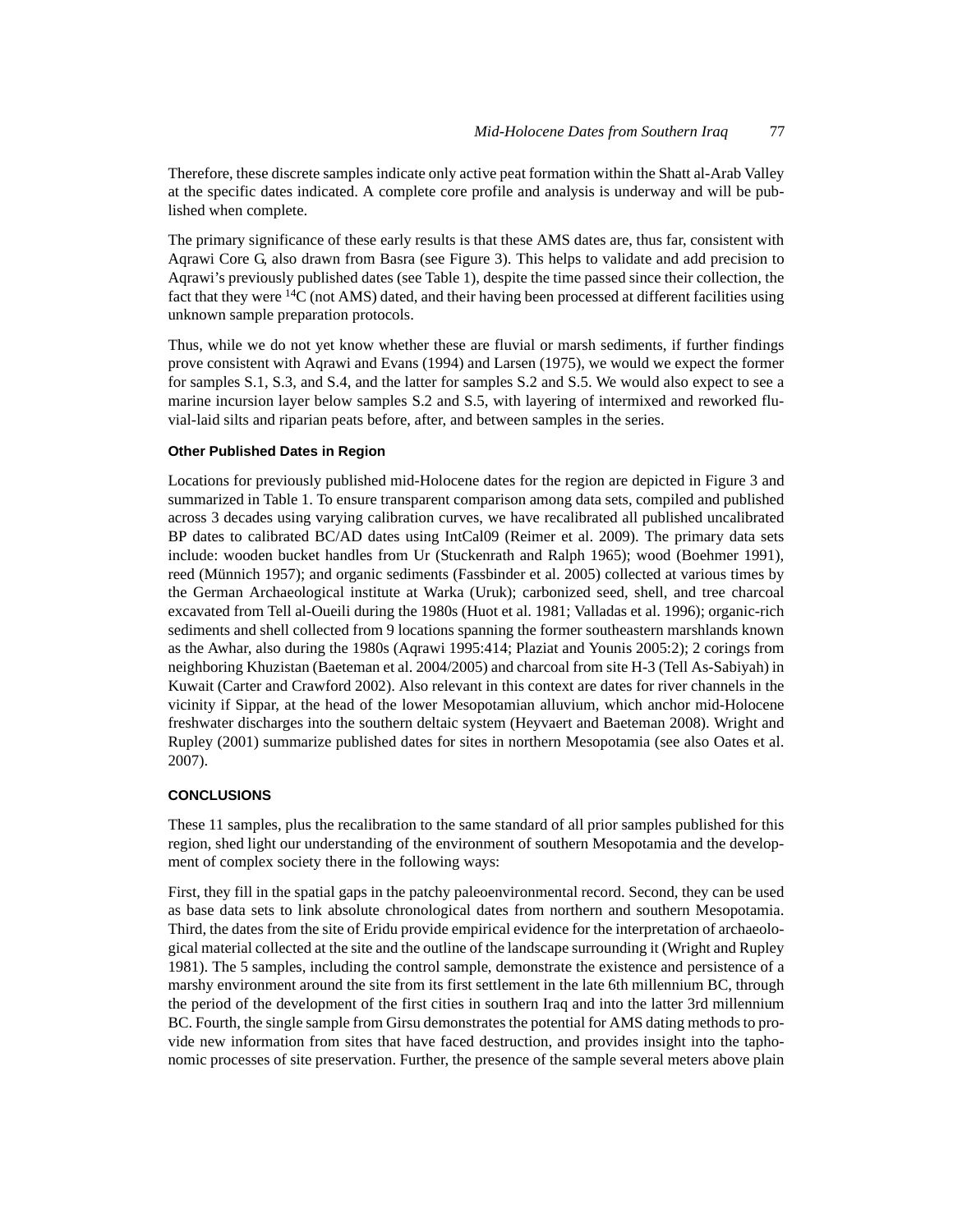Therefore, these discrete samples indicate only active peat formation within the Shatt al-Arab Valley at the specific dates indicated. A complete core profile and analysis is underway and will be published when complete.

The primary significance of these early results is that these AMS dates are, thus far, consistent with Aqrawi Core G, also drawn from Basra (see Figure 3). This helps to validate and add precision to Aqrawi's previously published dates (see Table 1), despite the time passed since their collection, the fact that they were $^{14}C$ (not AMS) dated, and their having been processed at different facilities using unknown sample preparation protocols.

Thus, while we do not yet know whether these are fluvial or marsh sediments, if further findings prove consistent with Aqrawi and Evans (1994) and Larsen (1975), we would we expect the former for samples S.1, S.3, and S.4, and the latter for samples S.2 and S.5. We would also expect to see a marine incursion layer below samples S.2 and S.5, with layering of intermixed and reworked fluvial-laid silts and riparian peats before, after, and between samples in the series.

#### Other Published Dates in Region

Locations for previously published mid-Holocene dates for the region are depicted in Figure 3 and summarized in Table 1. To ensure transparent comparison among data sets, compiled and published across 3 decades using varying calibration curves, we have recalibrated all published uncalibrated BP dates to calibrated BC/AD dates using IntCal09 (Reimer et al. 2009). The primary data sets include: wooden bucket handles from Ur (Stuckenrath and Ralph 1965); wood (Boehmer 1991), reed (Münnich 1957); and organic sediments (Fassbinder et al. 2005) collected at various times by the German Archaeological institute at Warka (Uruk); carbonized seed, shell, and tree charcoal excavated from Tell al-Oueili during the 1980s (Huot et al. 1981; Valladas et al. 1996); organic-rich sediments and shell collected from 9 locations spanning the former southeastern marshlands known as the Awhar, also during the 1980s (Aqrawi 1995:414; Plaziat and Younis 2005:2); 2 corings from neighboring Khuzistan (Baeteman et al. 2004/2005) and charcoal from site H-3 (Tell As-Sabiyah) in Kuwait (Carter and Crawford 2002). Also relevant in this context are dates for river channels in the vicinity if Sippar, at the head of the lower Mesopotamian alluvium, which anchor mid-Holocene freshwater discharges into the southern deltaic system (Heyvaert and Baeteman 2008). Wright and Rupley (2001) summarize published dates for sites in northern Mesopotamia (see also Oates et al. 2007).

### CONCLUSIONS

These 11 samples, plus the recalibration to the same standard of all prior samples published for this region, shed light our understanding of the environment of southern Mesopotamia and the development of complex society there in the following ways:

First, they fill in the spatial gaps in the patchy paleoenvironmental record. Second, they can be used as base data sets to link absolute chronological dates from northern and southern Mesopotamia. Third, the dates from the site of Eridu provide empirical evidence for the interpretation of archaeological material collected at the site and the outline of the landscape surrounding it (Wright and Rupley 1981). The 5 samples, including the control sample, demonstrate the existence and persistence of a marshy environment around the site from its first settlement in the late 6th millennium BC, through the period of the development of the first cities in southern Iraq and into the latter 3rd millennium BC. Fourth, the single sample from Girsu demonstrates the potential for AMS dating methods to provide new information from sites that have faced destruction, and provides insight into the taphonomic processes of site preservation. Further, the presence of the sample several meters above plain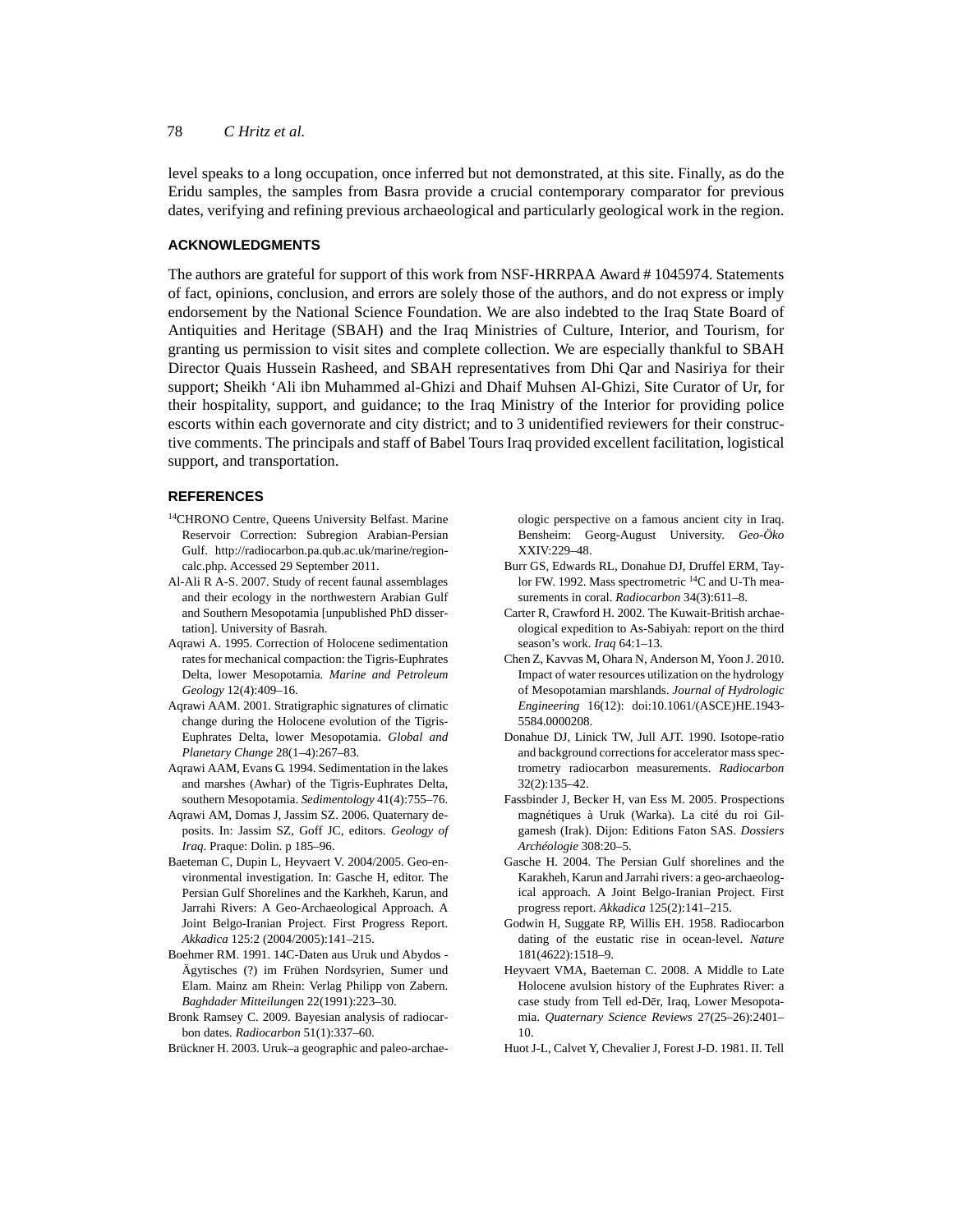level speaks to a long occupation, once inferred but not demonstrated, at this site. Finally, as do the Eridu samples, the samples from Basra provide a crucial contemporary comparator for previous dates, verifying and refining previous archaeological and particularly geological work in the region.

## ACKNOWLEDGMENTS

The authors are grateful for support of this work from NSF-HRRPAA Award # 1045974. Statements of fact, opinions, conclusion, and errors are solely those of the authors, and do not express or imply endorsement by the National Science Foundation. We are also indebted to the Iraq State Board of Antiquities and Heritage (SBAH) and the Iraq Ministries of Culture, Interior, and Tourism, for granting us permission to visit sites and complete collection. We are especially thankful to SBAH Director Quais Hussein Rasheed, and SBAH representatives from Dhi Qar and Nasiriya for their support; Sheikh ʻAli ibn Muhammed al-Ghizi and Dhaif Muhsen Al-Ghizi, Site Curator of Ur, for their hospitality, support, and guidance; to the Iraq Ministry of the Interior for providing police escorts within each governorate and city district; and to 3 unidentified reviewers for their constructive comments. The principals and staff of Babel Tours Iraq provided excellent facilitation, logistical support, and transportation.

## REFERENCES

$^{14}$CHRONO Centre, Queens University Belfast. Marine Reservoir Correction: Subregion Arabian-Persian Gulf. http://radiocarbon.pa.qub.ac.uk/marine/regioncalc.php. Accessed 29 September 2011.

Al-Ali R A-S. 2007. Study of recent faunal assemblages and their ecology in the northwestern Arabian Gulf and Southern Mesopotamia [unpublished PhD dissertation]. University of Basrah.

Aqrawi A. 1995. Correction of Holocene sedimentation rates for mechanical compaction: the Tigris-Euphrates Delta, lower Mesopotamia. *Marine and Petroleum Geology* 12(4):409–16.

Aqrawi AAM. 2001. Stratigraphic signatures of climatic change during the Holocene evolution of the Tigris-Euphrates Delta, lower Mesopotamia. *Global and Planetary Change* 28(1–4):267–83.

Aqrawi AAM, Evans G. 1994. Sedimentation in the lakes and marshes (Awhar) of the Tigris-Euphrates Delta, southern Mesopotamia. *Sedimentology* 41(4):755–76.

Aqrawi AM, Domas J, Jassim SZ. 2006. Quaternary deposits. In: Jassim SZ, Goff JC, editors. *Geology of Iraq*. Praque: Dolin. p 185–96.

Baeteman C, Dupin L, Heyvaert V. 2004/2005. Geo-environmental investigation. In: Gasche H, editor. The Persian Gulf Shorelines and the Karkheh, Karun, and Jarrahi Rivers: A Geo-Archaeological Approach. A Joint Belgo-Iranian Project. First Progress Report. *Akkadica* 125:2 (2004/2005):141–215.

Boehmer RM. 1991. 14C-Daten aus Uruk und Abydos - Ägytisches (?) im Frühen Nordsyrien, Sumer und Elam. Mainz am Rhein: Verlag Philipp von Zabern. *Baghdader Mitteilungen* 22(1991):223–30.

Bronk Ramsey C. 2009. Bayesian analysis of radiocarbon dates. *Radiocarbon* 51(1):337–60.

Brückner H. 2003. Uruk–a geographic and paleo-archaeologic perspective on a famous ancient city in Iraq. Bensheim: Georg-August University. *Geo-Öko* XXIV:229–48.

Burr GS, Edwards RL, Donahue DJ, Druffel ERM, Taylor FW. 1992. Mass spectrometric $^{14}$C and U-Th measurements in coral. *Radiocarbon* 34(3):611–8.

Carter R, Crawford H. 2002. The Kuwait-British archaeological expedition to As-Sabiyah: report on the third season's work. *Iraq* 64:1–13.

Chen Z, Kavvas M, Ohara N, Anderson M, Yoon J. 2010. Impact of water resources utilization on the hydrology of Mesopotamian marshlands. *Journal of Hydrologic Engineering* 16(12): doi:10.1061/(ASCE)HE.1943-5584.0000208.

Donahue DJ, Linick TW, Jull AJT. 1990. Isotope-ratio and background corrections for accelerator mass spectrometry radiocarbon measurements. *Radiocarbon* 32(2):135–42.

Fassbinder J, Becker H, van Ess M. 2005. Prospections magnétiques à Uruk (Warka). La cité du roi Gilgamesh (Irak). Dijon: Editions Faton SAS. *Dossiers Archéologie* 308:20–5.

Gasche H. 2004. The Persian Gulf shorelines and the Karakheh, Karun and Jarrahi rivers: a geo-archaeological approach. A Joint Belgo-Iranian Project. First progress report. *Akkadica* 125(2):141–215.

Godwin H, Suggate RP, Willis EH. 1958. Radiocarbon dating of the eustatic rise in ocean-level. *Nature* 181(4622):1518–9.

Heyvaert VMA, Baeteman C. 2008. A Middle to Late Holocene avulsion history of the Euphrates River: a case study from Tell ed-Dēr, Iraq, Lower Mesopotamia. *Quaternary Science Reviews* 27(25–26):2401–10.

Huot J-L, Calvet Y, Chevalier J, Forest J-D. 1981. II. Tell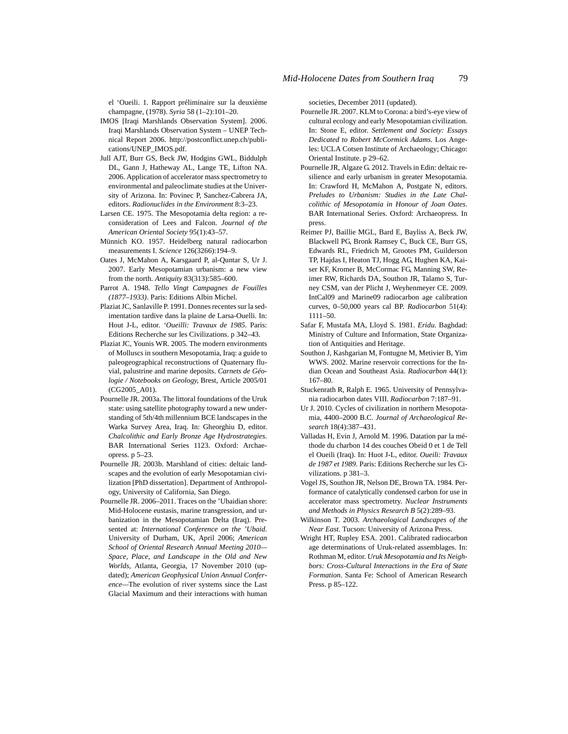el 'Oueili. 1. Rapport préliminaire sur la deuxième champagne, (1978). *Syria* 58 (1–2):101–20.

IMOS [Iraqi Marshlands Observation System]. 2006. Iraqi Marshlands Observation System – UNEP Technical Report 2006. http://postconflict.unep.ch/publications/UNEP_IMOS.pdf.

Jull AJT, Burr GS, Beck JW, Hodgins GWL, Biddulph DL, Gann J, Hatheway AL, Lange TE, Lifton NA. 2006. Application of accelerator mass spectrometry to environmental and paleoclimate studies at the University of Arizona. In: Povinec P, Sanchez-Cabrera JA, editors. *Radionuclides in the Environment* 8:3–23.

Larsen CE. 1975. The Mesopotamia delta region: a reconsideration of Lees and Falcon. *Journal of the American Oriental Society* 95(1):43–57.

Münnich KO. 1957. Heidelberg natural radiocarbon measurements I. *Science* 126(3266):194–9.

Oates J, McMahon A, Karsgaard P, al-Quntar S, Ur J. 2007. Early Mesopotamian urbanism: a new view from the north. *Antiquity* 83(313):585–600.

Parrot A. 1948. *Tello Vingt Campagnes de Fouilles (1877–1933)*. Paris: Editions Albin Michel.

Plaziat JC, Sanlaville P. 1991. Donnes recentes sur la sedimentation tardive dans la plaine de Larsa-Ouelli. In: Hout J-L, editor. *'Oueilli: Travaux de 1985*. Paris: Editions Recherche sur les Civilizations. p 342–43.

Plaziat JC, Younis WR. 2005. The modern environments of Molluscs in southern Mesopotamia, Iraq: a guide to paleogeographical reconstructions of Quaternary fluvial, palustrine and marine deposits. *Carnets de Géologie / Notebooks on Geology*, Brest, Article 2005/01 (CG2005_A01).

Pournelle JR. 2003a. The littoral foundations of the Uruk state: using satellite photography toward a new understanding of 5th/4th millennium BCE landscapes in the Warka Survey Area, Iraq. In: Gheorghiu D, editor. *Chalcolithic and Early Bronze Age Hydrostrategies*. BAR International Series 1123. Oxford: Archaeopress. p 5–23.

Pournelle JR. 2003b. Marshland of cities: deltaic landscapes and the evolution of early Mesopotamian civilization [PhD dissertation]. Department of Anthropology, University of California, San Diego.

Pournelle JR. 2006–2011. Traces on the 'Ubaidian shore: Mid-Holocene eustasis, marine transgression, and urbanization in the Mesopotamian Delta (Iraq). Presented at: *International Conference on the 'Ubaid*. University of Durham, UK, April 2006; *American School of Oriental Research Annual Meeting 2010—Space, Place, and Landscape in the Old and New Worlds*, Atlanta, Georgia, 17 November 2010 (updated); *American Geophysical Union Annual Conference*—The evolution of river systems since the Last Glacial Maximum and their interactions with human societies, December 2011 (updated).

Pournelle JR. 2007. KLM to Corona: a bird's-eye view of cultural ecology and early Mesopotamian civilization. In: Stone E, editor. *Settlement and Society: Essays Dedicated to Robert McCormick Adams*. Los Angeles: UCLA Cotsen Institute of Archaeology; Chicago: Oriental Institute. p 29–62.

Pournelle JR, Algaze G. 2012. Travels in Edin: deltaic resilience and early urbanism in greater Mesopotamia. In: Crawford H, McMahon A, Postgate N, editors. *Preludes to Urbanism: Studies in the Late Chalcolithic of Mesopotamia in Honour of Joan Oates*. BAR International Series. Oxford: Archaeopress. In press.

Reimer PJ, Baillie MGL, Bard E, Bayliss A, Beck JW, Blackwell PG, Bronk Ramsey C, Buck CE, Burr GS, Edwards RL, Friedrich M, Grootes PM, Guilderson TP, Hajdas I, Heaton TJ, Hogg AG, Hughen KA, Kaiser KF, Kromer B, McCormac FG, Manning SW, Reimer RW, Richards DA, Southon JR, Talamo S, Turney CSM, van der Plicht J, Weyhenmeyer CE. 2009. IntCal09 and Marine09 radiocarbon age calibration curves, 0–50,000 years cal BP. *Radiocarbon* 51(4): 1111–50.

Safar F, Mustafa MA, Lloyd S. 1981. *Eridu*. Baghdad: Ministry of Culture and Information, State Organization of Antiquities and Heritage.

Southon J, Kashgarian M, Fontugne M, Metivier B, Yim WWS. 2002. Marine reservoir corrections for the Indian Ocean and Southeast Asia. *Radiocarbon* 44(1): 167–80.

Stuckenrath R, Ralph E. 1965. University of Pennsylvania radiocarbon dates VIII. *Radiocarbon* 7:187–91.

Ur J. 2010. Cycles of civilization in northern Mesopotamia, 4400–2000 B.C. *Journal of Archaeological Research* 18(4):387–431.

Valladas H, Evin J, Arnold M. 1996. Datation par la méthode du charbon 14 des couches Obeid 0 et 1 de Tell el Oueili (Iraq). In: Huot J-L, editor. *Oueili: Travaux de 1987 et 1989*. Paris: Editions Recherche sur les Civilizations. p 381–3.

Vogel JS, Southon JR, Nelson DE, Brown TA. 1984. Performance of catalytically condensed carbon for use in accelerator mass spectrometry. *Nuclear Instruments and Methods in Physics Research B* 5(2):289–93.

Wilkinson T. 2003. *Archaeological Landscapes of the Near East*. Tucson: University of Arizona Press.

Wright HT, Rupley ESA. 2001. Calibrated radiocarbon age determinations of Uruk-related assemblages. In: Rothman M, editor. *Uruk Mesopotamia and Its Neighbors: Cross-Cultural Interactions in the Era of State Formation*. Santa Fe: School of American Research Press. p 85–122.